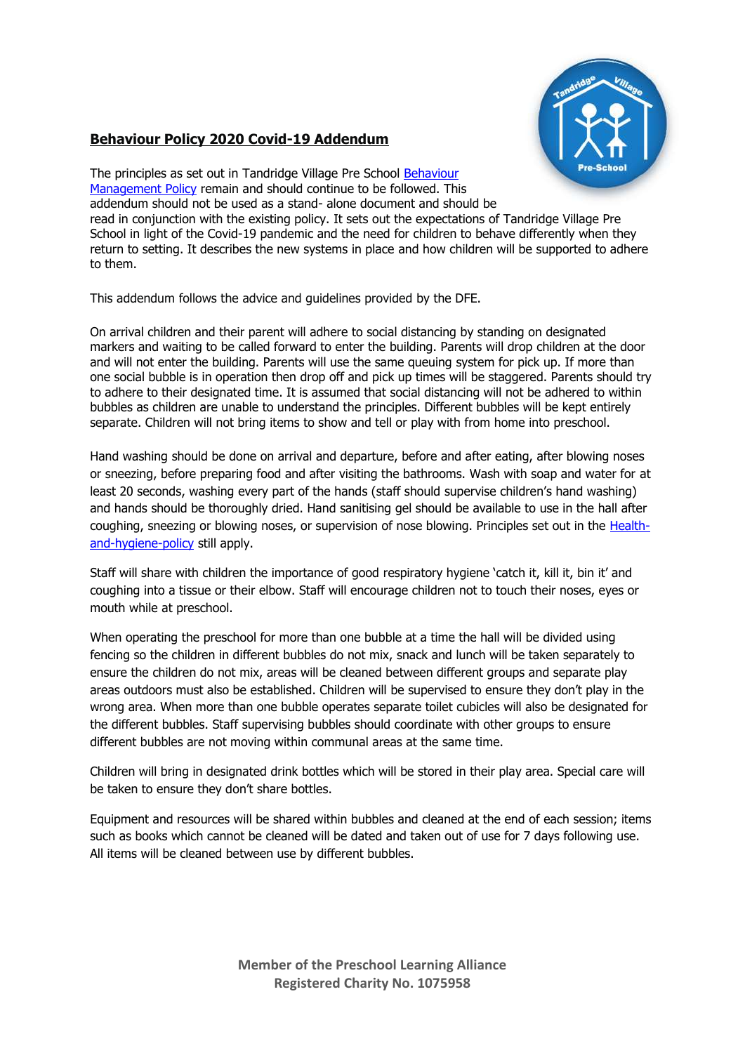# Behaviour Policy 2020 Covid-19 Addendum

The principles as set out in Tandridge Village Pre School Behaviour Management Policy remain and should continue to be followed. This addendum should not be used as a stand- alone document and should be read in conjunction with the existing policy. It sets out the expectations of Tandridge Village Pre School in light of the Covid-19 pandemic and the need for children to behave differently when they return to setting. It describes the new systems in place and how children will be supported to adhere to them.

This addendum follows the advice and guidelines provided by the DFE.

On arrival children and their parent will adhere to social distancing by standing on designated markers and waiting to be called forward to enter the building. Parents will drop children at the door and will not enter the building. Parents will use the same queuing system for pick up. If more than one social bubble is in operation then drop off and pick up times will be staggered. Parents should try to adhere to their designated time. It is assumed that social distancing will not be adhered to within bubbles as children are unable to understand the principles. Different bubbles will be kept entirely separate. Children will not bring items to show and tell or play with from home into preschool.

Hand washing should be done on arrival and departure, before and after eating, after blowing noses or sneezing, before preparing food and after visiting the bathrooms. Wash with soap and water for at least 20 seconds, washing every part of the hands (staff should supervise children's hand washing) and hands should be thoroughly dried. Hand sanitising gel should be available to use in the hall after coughing, sneezing or blowing noses, or supervision of nose blowing. Principles set out in the Health-and-hygiene-policy still apply.

Staff will share with children the importance of good respiratory hygiene 'catch it, kill it, bin it' and coughing into a tissue or their elbow. Staff will encourage children not to touch their noses, eyes or mouth while at preschool.

When operating the preschool for more than one bubble at a time the hall will be divided using fencing so the children in different bubbles do not mix, snack and lunch will be taken separately to ensure the children do not mix, areas will be cleaned between different groups and separate play areas outdoors must also be established. Children will be supervised to ensure they don't play in the wrong area. When more than one bubble operates separate toilet cubicles will also be designated for the different bubbles. Staff supervising bubbles should coordinate with other groups to ensure different bubbles are not moving within communal areas at the same time.

Children will bring in designated drink bottles which will be stored in their play area. Special care will be taken to ensure they don't share bottles.

Equipment and resources will be shared within bubbles and cleaned at the end of each session; items such as books which cannot be cleaned will be dated and taken out of use for 7 days following use. All items will be cleaned between use by different bubbles.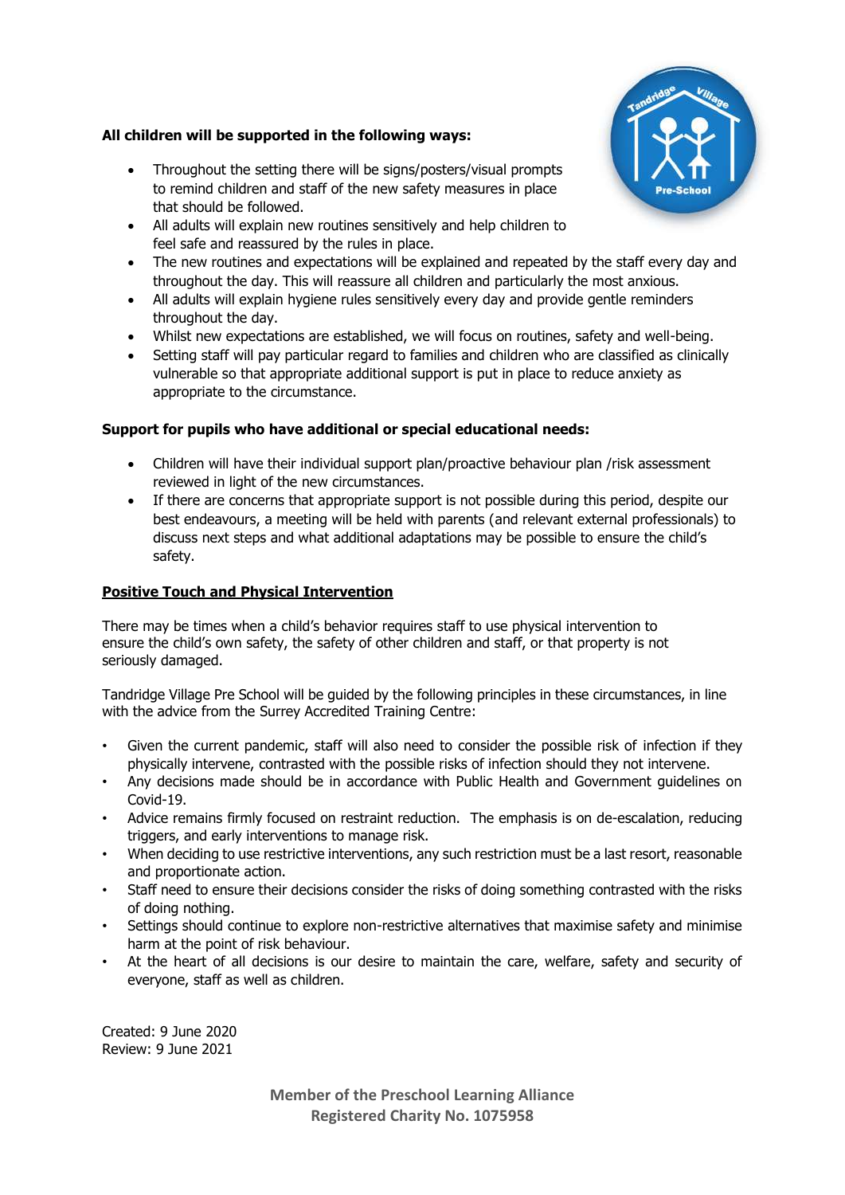**All children will be supported in the following ways:**

- Throughout the setting there will be signs/posters/visual prompts to remind children and staff of the new safety measures in place that should be followed.
- All adults will explain new routines sensitively and help children to feel safe and reassured by the rules in place.
- The new routines and expectations will be explained and repeated by the staff every day and throughout the day. This will reassure all children and particularly the most anxious.
- All adults will explain hygiene rules sensitively every day and provide gentle reminders throughout the day.
- Whilst new expectations are established, we will focus on routines, safety and well-being.
- Setting staff will pay particular regard to families and children who are classified as clinically vulnerable so that appropriate additional support is put in place to reduce anxiety as appropriate to the circumstance.

**Support for pupils who have additional or special educational needs:**

- Children will have their individual support plan/proactive behaviour plan /risk assessment reviewed in light of the new circumstances.
- If there are concerns that appropriate support is not possible during this period, despite our best endeavours, a meeting will be held with parents (and relevant external professionals) to discuss next steps and what additional adaptations may be possible to ensure the child's safety.

**Positive Touch and Physical Intervention**

There may be times when a child's behavior requires staff to use physical intervention to ensure the child's own safety, the safety of other children and staff, or that property is not seriously damaged.

Tandridge Village Pre School will be guided by the following principles in these circumstances, in line with the advice from the Surrey Accredited Training Centre:

- Given the current pandemic, staff will also need to consider the possible risk of infection if they physically intervene, contrasted with the possible risks of infection should they not intervene.
- Any decisions made should be in accordance with Public Health and Government guidelines on Covid-19.
- Advice remains firmly focused on restraint reduction. The emphasis is on de-escalation, reducing triggers, and early interventions to manage risk.
- When deciding to use restrictive interventions, any such restriction must be a last resort, reasonable and proportionate action.
- Staff need to ensure their decisions consider the risks of doing something contrasted with the risks of doing nothing.
- Settings should continue to explore non-restrictive alternatives that maximise safety and minimise harm at the point of risk behaviour.
- At the heart of all decisions is our desire to maintain the care, welfare, safety and security of everyone, staff as well as children.

Created: 9 June 2020
Review: 9 June 2021

**Member of the Preschool Learning Alliance**
**Registered Charity No. 1075958**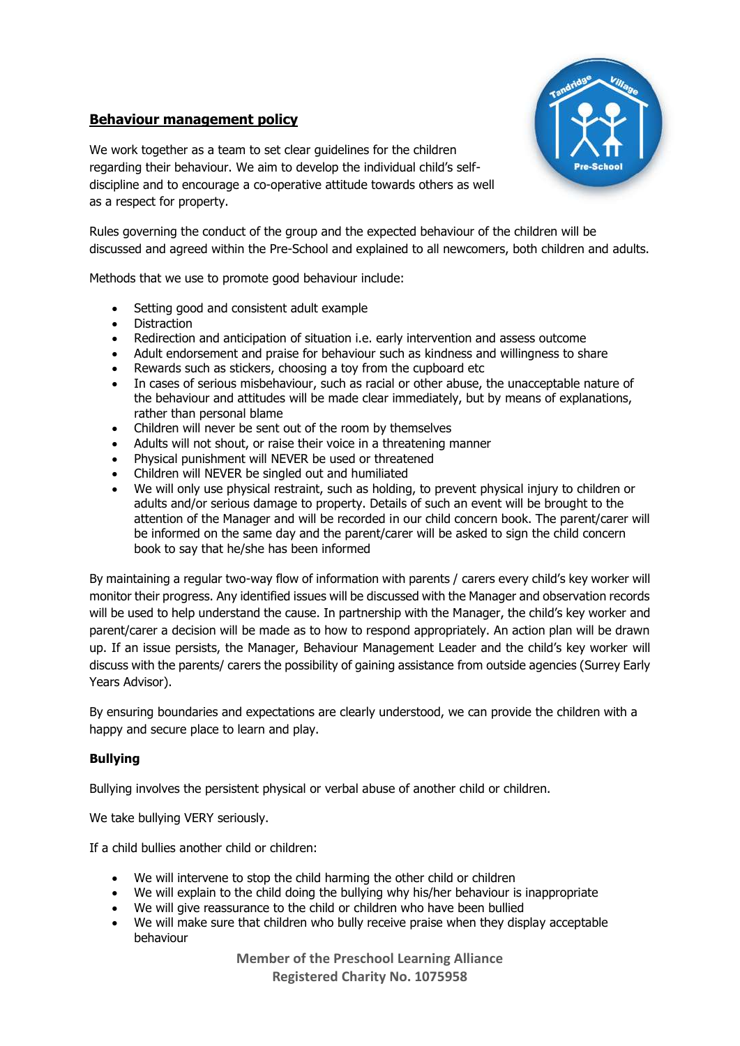## Behaviour management policy

We work together as a team to set clear guidelines for the children regarding their behaviour. We aim to develop the individual child's self-discipline and to encourage a co-operative attitude towards others as well as a respect for property.

Rules governing the conduct of the group and the expected behaviour of the children will be discussed and agreed within the Pre-School and explained to all newcomers, both children and adults.

Methods that we use to promote good behaviour include:

- Setting good and consistent adult example
- Distraction
- Redirection and anticipation of situation i.e. early intervention and assess outcome
- Adult endorsement and praise for behaviour such as kindness and willingness to share
- Rewards such as stickers, choosing a toy from the cupboard etc
- In cases of serious misbehaviour, such as racial or other abuse, the unacceptable nature of the behaviour and attitudes will be made clear immediately, but by means of explanations, rather than personal blame
- Children will never be sent out of the room by themselves
- Adults will not shout, or raise their voice in a threatening manner
- Physical punishment will NEVER be used or threatened
- Children will NEVER be singled out and humiliated
- We will only use physical restraint, such as holding, to prevent physical injury to children or adults and/or serious damage to property. Details of such an event will be brought to the attention of the Manager and will be recorded in our child concern book. The parent/carer will be informed on the same day and the parent/carer will be asked to sign the child concern book to say that he/she has been informed

By maintaining a regular two-way flow of information with parents / carers every child's key worker will monitor their progress. Any identified issues will be discussed with the Manager and observation records will be used to help understand the cause. In partnership with the Manager, the child's key worker and parent/carer a decision will be made as to how to respond appropriately. An action plan will be drawn up. If an issue persists, the Manager, Behaviour Management Leader and the child's key worker will discuss with the parents/ carers the possibility of gaining assistance from outside agencies (Surrey Early Years Advisor).

By ensuring boundaries and expectations are clearly understood, we can provide the children with a happy and secure place to learn and play.

### Bullying

Bullying involves the persistent physical or verbal abuse of another child or children.

We take bullying VERY seriously.

If a child bullies another child or children:

- We will intervene to stop the child harming the other child or children
- We will explain to the child doing the bullying why his/her behaviour is inappropriate
- We will give reassurance to the child or children who have been bullied
- We will make sure that children who bully receive praise when they display acceptable behaviour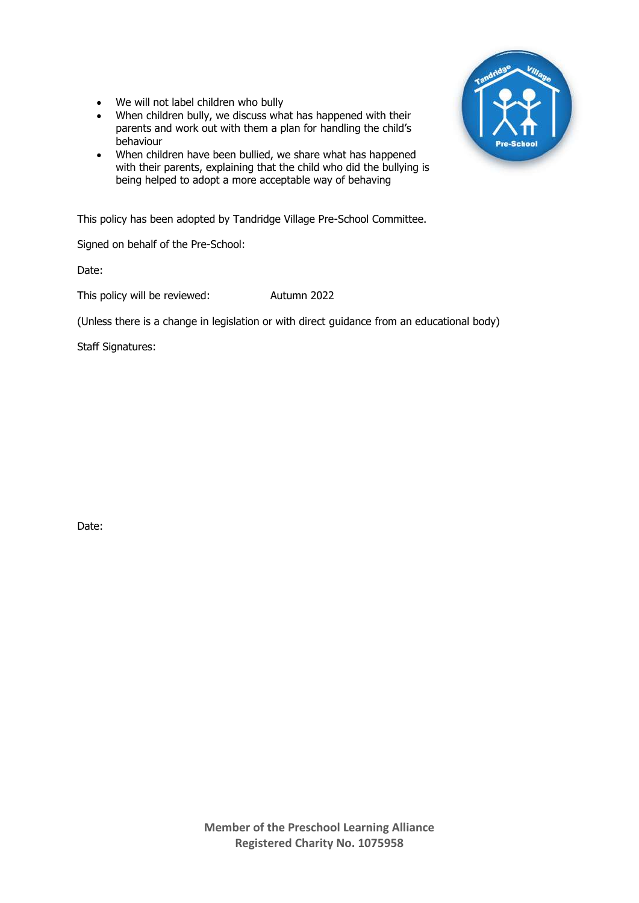- We will not label children who bully
- When children bully, we discuss what has happened with their parents and work out with them a plan for handling the child's behaviour
- When children have been bullied, we share what has happened with their parents, explaining that the child who did the bullying is being helped to adopt a more acceptable way of behaving

This policy has been adopted by Tandridge Village Pre-School Committee.

Signed on behalf of the Pre-School:

Date:

This policy will be reviewed: Autumn 2022

(Unless there is a change in legislation or with direct guidance from an educational body)

Staff Signatures:

Date:

**Member of the Preschool Learning Alliance**
**Registered Charity No. 1075958**